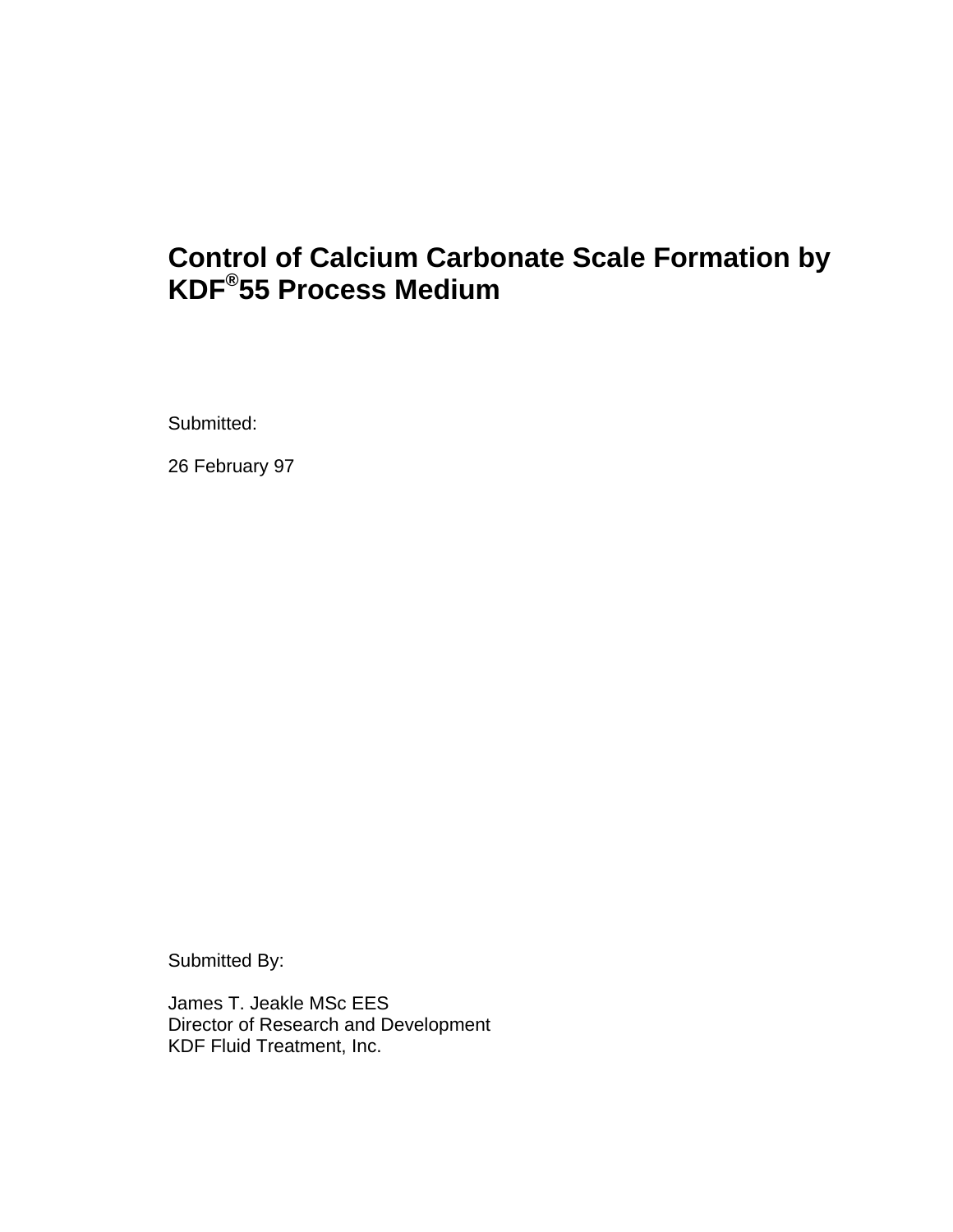# Control of Calcium Carbonate Scale Formation by KDF®55 Process Medium

Submitted:

26 February 97

Submitted By:

James T. Jeakle MSc EES  
Director of Research and Development  
KDF Fluid Treatment, Inc.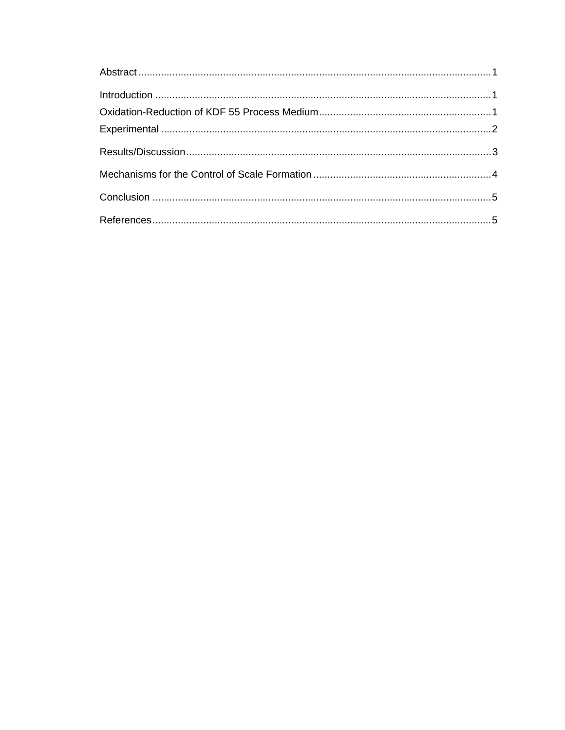Abstract ..... 1

Introduction ..... 1

Oxidation-Reduction of KDF 55 Process Medium ..... 1

Experimental ..... 2

Results/Discussion ..... 3

Mechanisms for the Control of Scale Formation ..... 4

Conclusion ..... 5

References ..... 5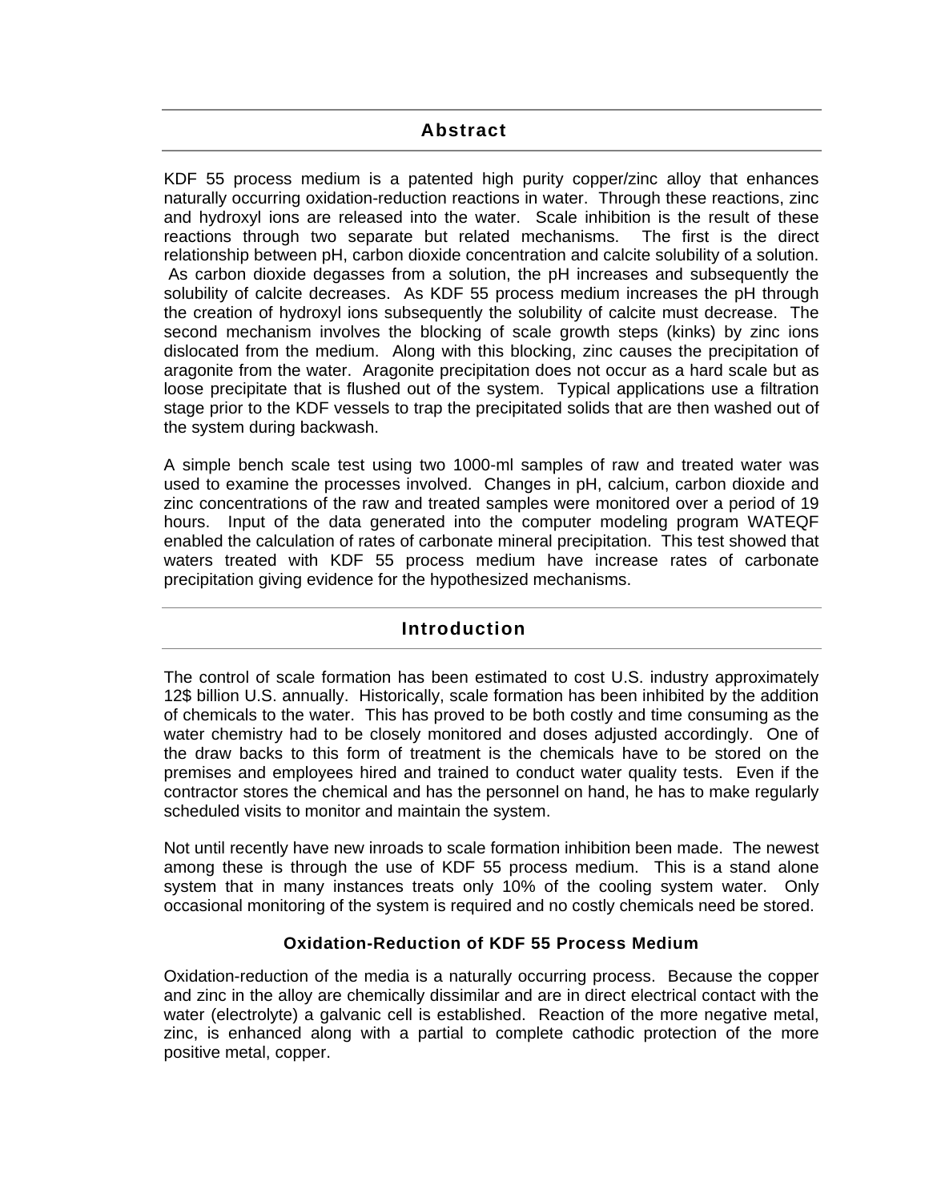## Abstract

KDF 55 process medium is a patented high purity copper/zinc alloy that enhances naturally occurring oxidation-reduction reactions in water. Through these reactions, zinc and hydroxyl ions are released into the water. Scale inhibition is the result of these reactions through two separate but related mechanisms. The first is the direct relationship between pH, carbon dioxide concentration and calcite solubility of a solution. As carbon dioxide degasses from a solution, the pH increases and subsequently the solubility of calcite decreases. As KDF 55 process medium increases the pH through the creation of hydroxyl ions subsequently the solubility of calcite must decrease. The second mechanism involves the blocking of scale growth steps (kinks) by zinc ions dislocated from the medium. Along with this blocking, zinc causes the precipitation of aragonite from the water. Aragonite precipitation does not occur as a hard scale but as loose precipitate that is flushed out of the system. Typical applications use a filtration stage prior to the KDF vessels to trap the precipitated solids that are then washed out of the system during backwash.

A simple bench scale test using two 1000-ml samples of raw and treated water was used to examine the processes involved. Changes in pH, calcium, carbon dioxide and zinc concentrations of the raw and treated samples were monitored over a period of 19 hours. Input of the data generated into the computer modeling program WATEQF enabled the calculation of rates of carbonate mineral precipitation. This test showed that waters treated with KDF 55 process medium have increase rates of carbonate precipitation giving evidence for the hypothesized mechanisms.

## Introduction

The control of scale formation has been estimated to cost U.S. industry approximately 12$ billion U.S. annually. Historically, scale formation has been inhibited by the addition of chemicals to the water. This has proved to be both costly and time consuming as the water chemistry had to be closely monitored and doses adjusted accordingly. One of the draw backs to this form of treatment is the chemicals have to be stored on the premises and employees hired and trained to conduct water quality tests. Even if the contractor stores the chemical and has the personnel on hand, he has to make regularly scheduled visits to monitor and maintain the system.

Not until recently have new inroads to scale formation inhibition been made. The newest among these is through the use of KDF 55 process medium. This is a stand alone system that in many instances treats only 10% of the cooling system water. Only occasional monitoring of the system is required and no costly chemicals need be stored.

### Oxidation-Reduction of KDF 55 Process Medium

Oxidation-reduction of the media is a naturally occurring process. Because the copper and zinc in the alloy are chemically dissimilar and are in direct electrical contact with the water (electrolyte) a galvanic cell is established. Reaction of the more negative metal, zinc, is enhanced along with a partial to complete cathodic protection of the more positive metal, copper.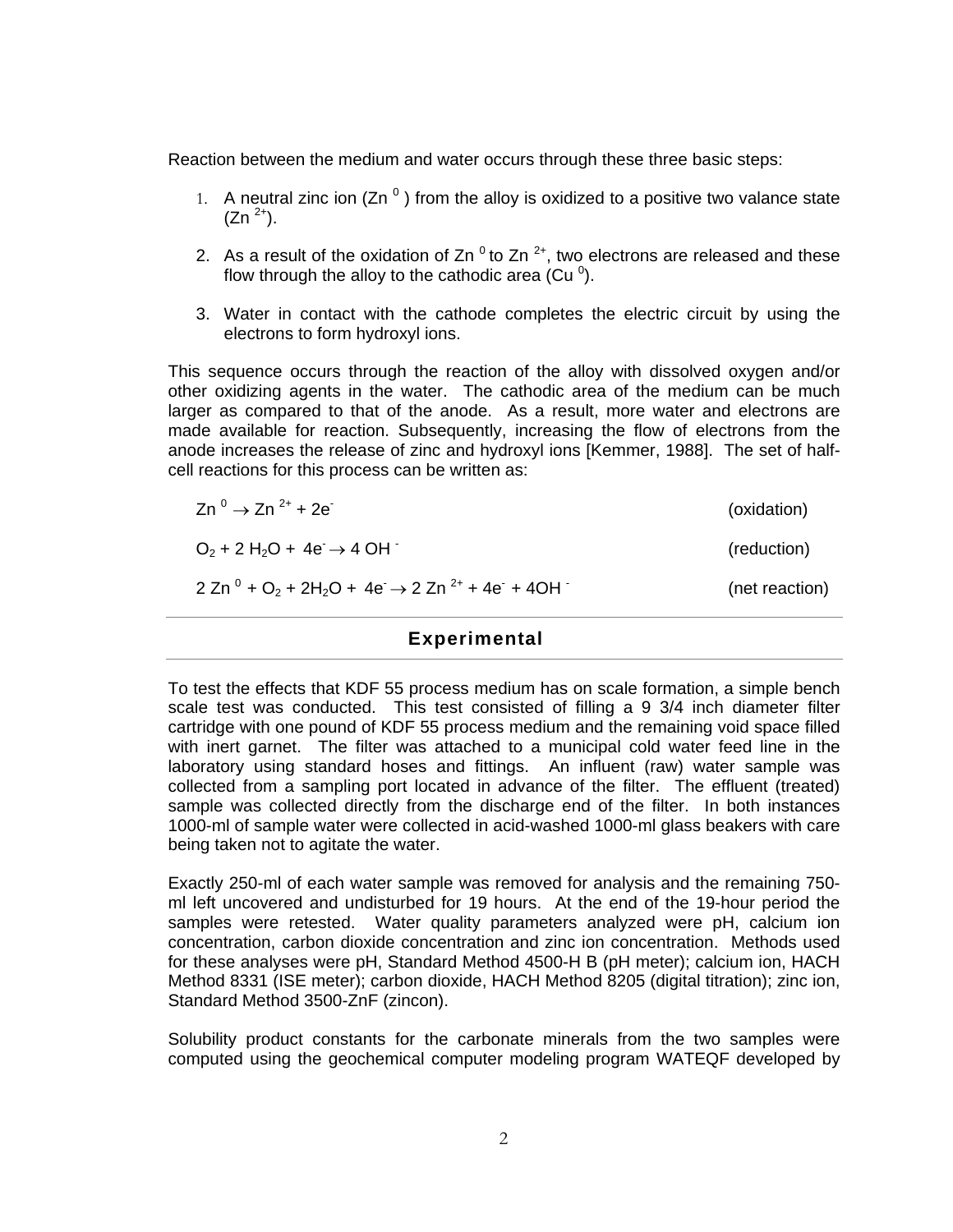Reaction between the medium and water occurs through these three basic steps:

1. A neutral zinc ion ($Zn^{0}$) from the alloy is oxidized to a positive two valance state ($Zn^{2+}$).

2. As a result of the oxidation of $Zn^{0}$ to $Zn^{2+}$, two electrons are released and these flow through the alloy to the cathodic area ($Cu^{0}$).

3. Water in contact with the cathode completes the electric circuit by using the electrons to form hydroxyl ions.

This sequence occurs through the reaction of the alloy with dissolved oxygen and/or other oxidizing agents in the water. The cathodic area of the medium can be much larger as compared to that of the anode. As a result, more water and electrons are made available for reaction. Subsequently, increasing the flow of electrons from the anode increases the release of zinc and hydroxyl ions [Kemmer, 1988]. The set of half-cell reactions for this process can be written as:

$$Zn^{0} \rightarrow Zn^{2+} + 2e^{-} \quad \text{(oxidation)}$$

$$O_2 + 2\,H_2O + 4e^{-} \rightarrow 4\,OH^{-} \quad \text{(reduction)}$$

$$2\,Zn^{0} + O_2 + 2H_2O + 4e^{-} \rightarrow 2\,Zn^{2+} + 4e^{-} + 4OH^{-} \quad \text{(net reaction)}$$

## Experimental

To test the effects that KDF 55 process medium has on scale formation, a simple bench scale test was conducted. This test consisted of filling a 9 3/4 inch diameter filter cartridge with one pound of KDF 55 process medium and the remaining void space filled with inert garnet. The filter was attached to a municipal cold water feed line in the laboratory using standard hoses and fittings. An influent (raw) water sample was collected from a sampling port located in advance of the filter. The effluent (treated) sample was collected directly from the discharge end of the filter. In both instances 1000-ml of sample water were collected in acid-washed 1000-ml glass beakers with care being taken not to agitate the water.

Exactly 250-ml of each water sample was removed for analysis and the remaining 750-ml left uncovered and undisturbed for 19 hours. At the end of the 19-hour period the samples were retested. Water quality parameters analyzed were pH, calcium ion concentration, carbon dioxide concentration and zinc ion concentration. Methods used for these analyses were pH, Standard Method 4500-H B (pH meter); calcium ion, HACH Method 8331 (ISE meter); carbon dioxide, HACH Method 8205 (digital titration); zinc ion, Standard Method 3500-ZnF (zincon).

Solubility product constants for the carbonate minerals from the two samples were computed using the geochemical computer modeling program WATEQF developed by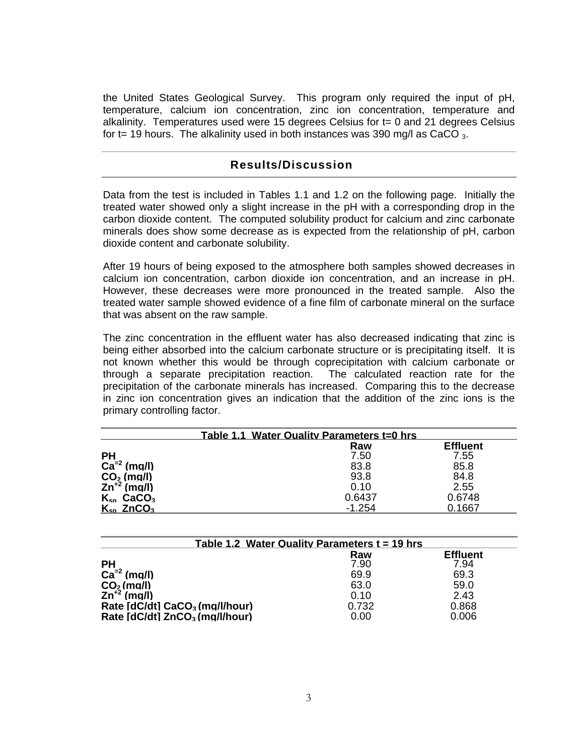the United States Geological Survey. This program only required the input of pH, temperature, calcium ion concentration, zinc ion concentration, temperature and alkalinity. Temperatures used were 15 degrees Celsius for t= 0 and 21 degrees Celsius for t= 19 hours. The alkalinity used in both instances was 390 mg/l as $CaCO_3$.

## Results/Discussion

Data from the test is included in Tables 1.1 and 1.2 on the following page. Initially the treated water showed only a slight increase in the pH with a corresponding drop in the carbon dioxide content. The computed solubility product for calcium and zinc carbonate minerals does show some decrease as is expected from the relationship of pH, carbon dioxide content and carbonate solubility.

After 19 hours of being exposed to the atmosphere both samples showed decreases in calcium ion concentration, carbon dioxide ion concentration, and an increase in pH. However, these decreases were more pronounced in the treated sample. Also the treated water sample showed evidence of a fine film of carbonate mineral on the surface that was absent on the raw sample.

The zinc concentration in the effluent water has also decreased indicating that zinc is being either absorbed into the calcium carbonate structure or is precipitating itself. It is not known whether this would be through coprecipitation with calcium carbonate or through a separate precipitation reaction. The calculated reaction rate for the precipitation of the carbonate minerals has increased. Comparing this to the decrease in zinc ion concentration gives an indication that the addition of the zinc ions is the primary controlling factor.

**Table 1.1 Water Quality Parameters t=0 hrs**

| | Raw | Effluent |
|---|---|---|
| **PH** | 7.50 | 7.55 |
| **$Ca^{=2}$ (mg/l)** | 83.8 | 85.8 |
| **$CO_2$ (mg/l)** | 93.8 | 84.8 |
| **$Zn^{+2}$ (mg/l)** | 0.10 | 2.55 |
| **$K_{sp}$ $CaCO_3$** | 0.6437 | 0.6748 |
| **$K_{sp}$ $ZnCO_3$** | -1.254 | 0.1667 |

**Table 1.2 Water Quality Parameters t = 19 hrs**

| | Raw | Effluent |
|---|---|---|
| **PH** | 7.90 | 7.94 |
| **$Ca^{=2}$ (mg/l)** | 69.9 | 69.3 |
| **$CO_2$ (mg/l)** | 63.0 | 59.0 |
| **$Zn^{+2}$ (mg/l)** | 0.10 | 2.43 |
| **Rate [dC/dt] $CaCO_3$ (mg/l/hour)** | 0.732 | 0.868 |
| **Rate [dC/dt] $ZnCO_3$ (mg/l/hour)** | 0.00 | 0.006 |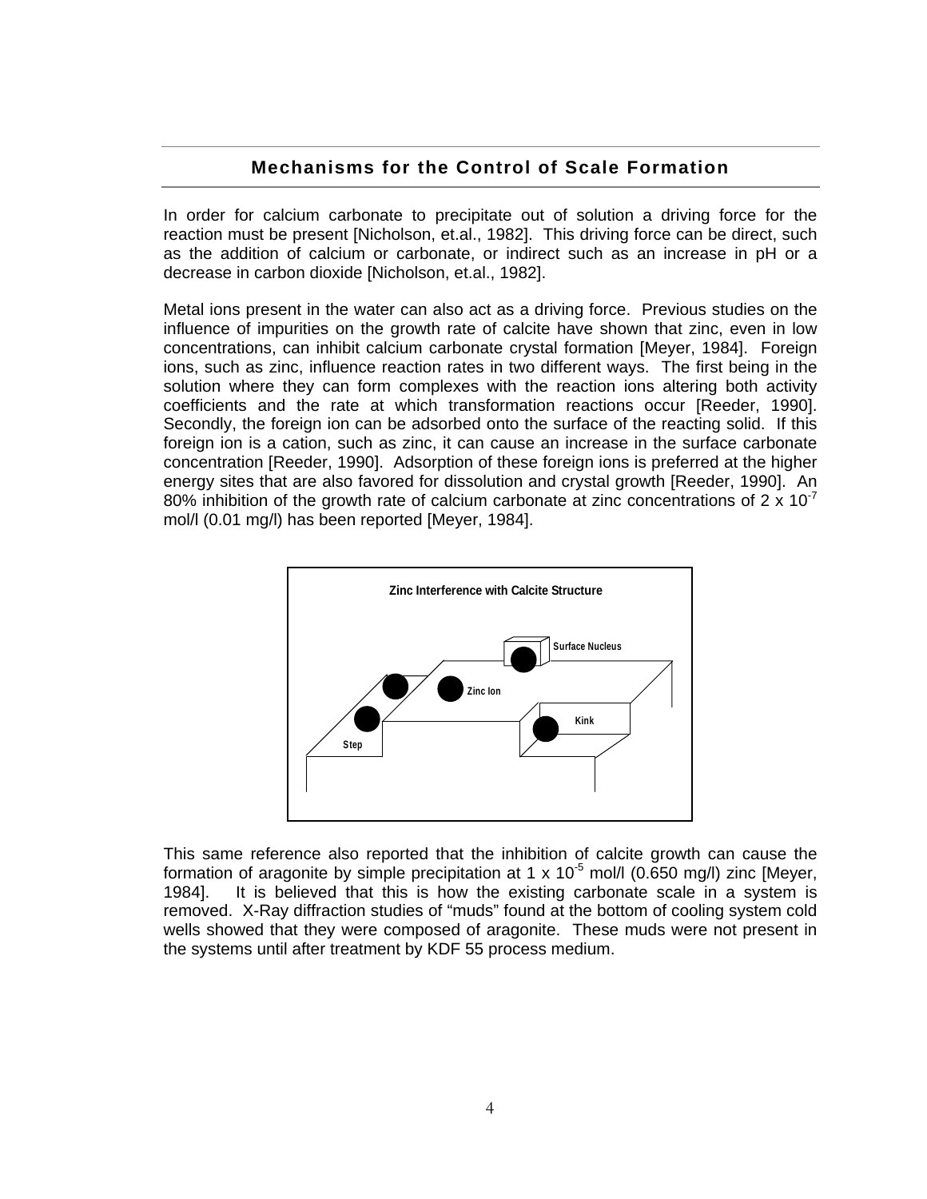## Mechanisms for the Control of Scale Formation

In order for calcium carbonate to precipitate out of solution a driving force for the reaction must be present [Nicholson, et.al., 1982]. This driving force can be direct, such as the addition of calcium or carbonate, or indirect such as an increase in pH or a decrease in carbon dioxide [Nicholson, et.al., 1982].

Metal ions present in the water can also act as a driving force. Previous studies on the influence of impurities on the growth rate of calcite have shown that zinc, even in low concentrations, can inhibit calcium carbonate crystal formation [Meyer, 1984]. Foreign ions, such as zinc, influence reaction rates in two different ways. The first being in the solution where they can form complexes with the reaction ions altering both activity coefficients and the rate at which transformation reactions occur [Reeder, 1990]. Secondly, the foreign ion can be adsorbed onto the surface of the reacting solid. If this foreign ion is a cation, such as zinc, it can cause an increase in the surface carbonate concentration [Reeder, 1990]. Adsorption of these foreign ions is preferred at the higher energy sites that are also favored for dissolution and crystal growth [Reeder, 1990]. An 80% inhibition of the growth rate of calcium carbonate at zinc concentrations of $2 \times 10^{-7}$ mol/l (0.01 mg/l) has been reported [Meyer, 1984].

**Zinc Interference with Calcite Structure**

Surface Nucleus

Zinc Ion

Kink

Step

This same reference also reported that the inhibition of calcite growth can cause the formation of aragonite by simple precipitation at $1 \times 10^{-5}$ mol/l (0.650 mg/l) zinc [Meyer, 1984]. It is believed that this is how the existing carbonate scale in a system is removed. X-Ray diffraction studies of “muds” found at the bottom of cooling system cold wells showed that they were composed of aragonite. These muds were not present in the systems until after treatment by KDF 55 process medium.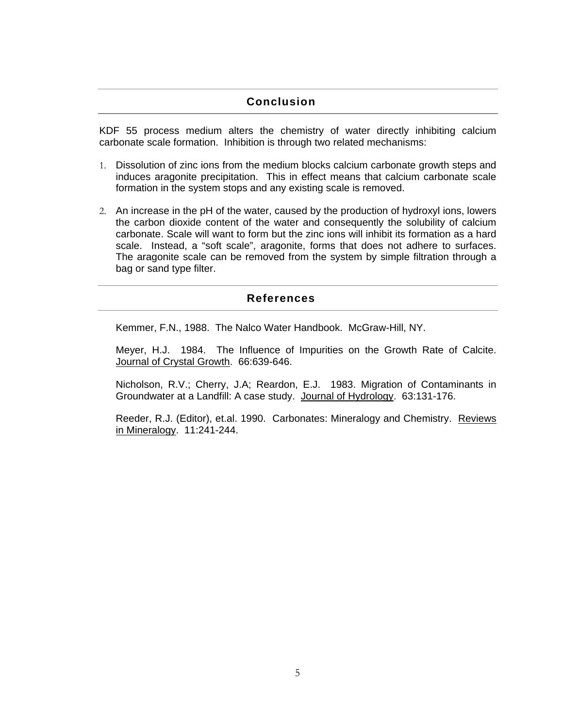## Conclusion

KDF 55 process medium alters the chemistry of water directly inhibiting calcium carbonate scale formation. Inhibition is through two related mechanisms:

1. Dissolution of zinc ions from the medium blocks calcium carbonate growth steps and induces aragonite precipitation. This in effect means that calcium carbonate scale formation in the system stops and any existing scale is removed.

2. An increase in the pH of the water, caused by the production of hydroxyl ions, lowers the carbon dioxide content of the water and consequently the solubility of calcium carbonate. Scale will want to form but the zinc ions will inhibit its formation as a hard scale. Instead, a "soft scale", aragonite, forms that does not adhere to surfaces. The aragonite scale can be removed from the system by simple filtration through a bag or sand type filter.

## References

Kemmer, F.N., 1988. The Nalco Water Handbook. McGraw-Hill, NY.

Meyer, H.J. 1984. The Influence of Impurities on the Growth Rate of Calcite. Journal of Crystal Growth. 66:639-646.

Nicholson, R.V.; Cherry, J.A; Reardon, E.J. 1983. Migration of Contaminants in Groundwater at a Landfill: A case study. Journal of Hydrology. 63:131-176.

Reeder, R.J. (Editor), et.al. 1990. Carbonates: Mineralogy and Chemistry. Reviews in Mineralogy. 11:241-244.